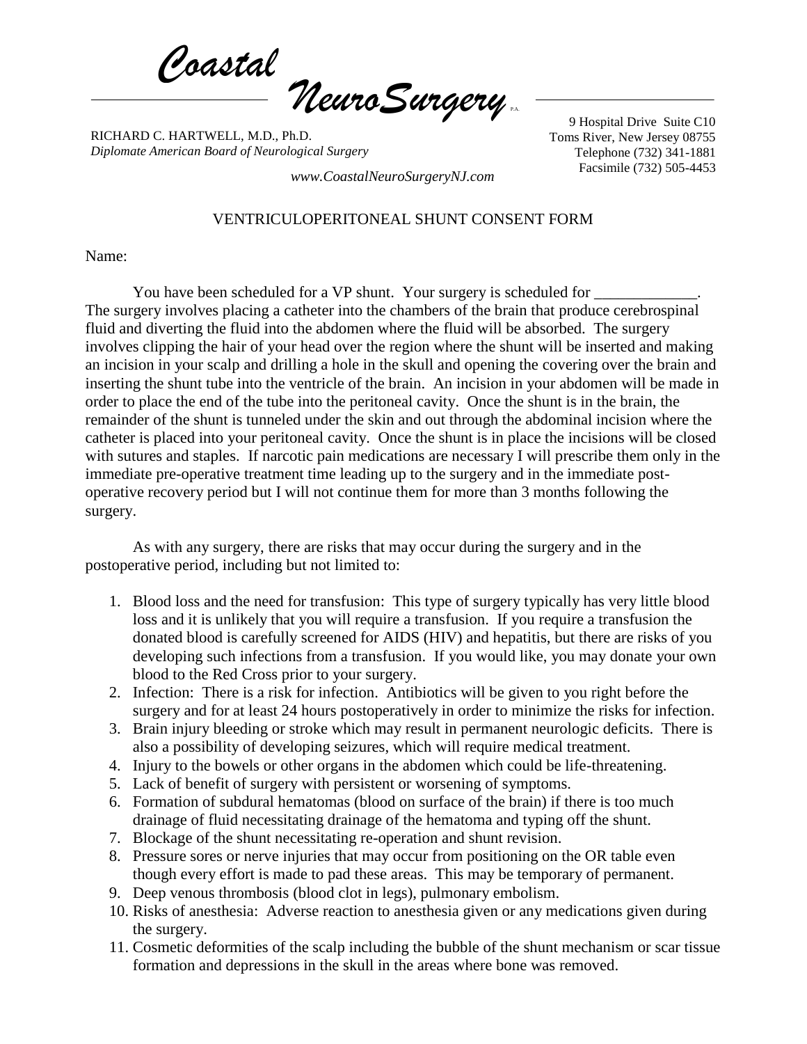*Coastal NeuroSurgery* P.A.

RICHARD C. HARTWELL, M.D., Ph.D.
*Diplomate American Board of Neurological Surgery*

9 Hospital Drive Suite C10
Toms River, New Jersey 08755
Telephone (732) 341-1881
Facsimile (732) 505-4453

*www.CoastalNeuroSurgeryNJ.com*

# VENTRICULOPERITONEAL SHUNT CONSENT FORM

Name:

You have been scheduled for a VP shunt. Your surgery is scheduled for _____________. The surgery involves placing a catheter into the chambers of the brain that produce cerebrospinal fluid and diverting the fluid into the abdomen where the fluid will be absorbed. The surgery involves clipping the hair of your head over the region where the shunt will be inserted and making an incision in your scalp and drilling a hole in the skull and opening the covering over the brain and inserting the shunt tube into the ventricle of the brain. An incision in your abdomen will be made in order to place the end of the tube into the peritoneal cavity. Once the shunt is in the brain, the remainder of the shunt is tunneled under the skin and out through the abdominal incision where the catheter is placed into your peritoneal cavity. Once the shunt is in place the incisions will be closed with sutures and staples. If narcotic pain medications are necessary I will prescribe them only in the immediate pre-operative treatment time leading up to the surgery and in the immediate post-operative recovery period but I will not continue them for more than 3 months following the surgery.

As with any surgery, there are risks that may occur during the surgery and in the postoperative period, including but not limited to:

1. Blood loss and the need for transfusion: This type of surgery typically has very little blood loss and it is unlikely that you will require a transfusion. If you require a transfusion the donated blood is carefully screened for AIDS (HIV) and hepatitis, but there are risks of you developing such infections from a transfusion. If you would like, you may donate your own blood to the Red Cross prior to your surgery.
2. Infection: There is a risk for infection. Antibiotics will be given to you right before the surgery and for at least 24 hours postoperatively in order to minimize the risks for infection.
3. Brain injury bleeding or stroke which may result in permanent neurologic deficits. There is also a possibility of developing seizures, which will require medical treatment.
4. Injury to the bowels or other organs in the abdomen which could be life-threatening.
5. Lack of benefit of surgery with persistent or worsening of symptoms.
6. Formation of subdural hematomas (blood on surface of the brain) if there is too much drainage of fluid necessitating drainage of the hematoma and typing off the shunt.
7. Blockage of the shunt necessitating re-operation and shunt revision.
8. Pressure sores or nerve injuries that may occur from positioning on the OR table even though every effort is made to pad these areas. This may be temporary of permanent.
9. Deep venous thrombosis (blood clot in legs), pulmonary embolism.
10. Risks of anesthesia: Adverse reaction to anesthesia given or any medications given during the surgery.
11. Cosmetic deformities of the scalp including the bubble of the shunt mechanism or scar tissue formation and depressions in the skull in the areas where bone was removed.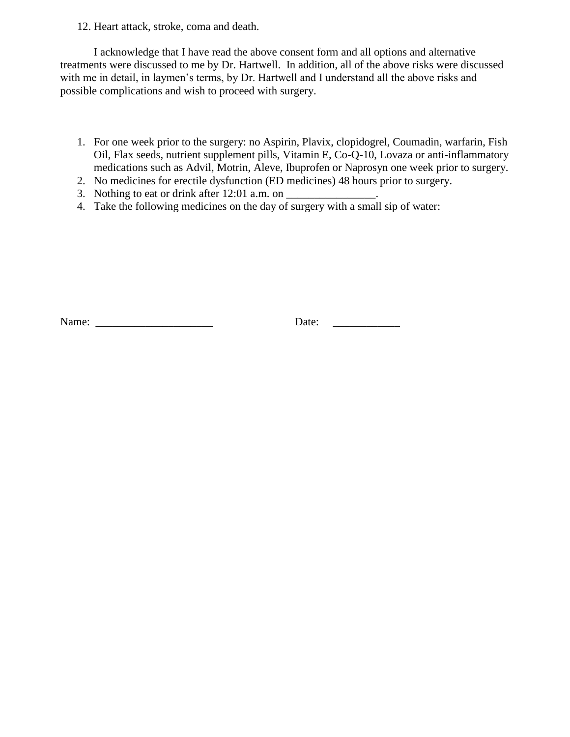12. Heart attack, stroke, coma and death.

I acknowledge that I have read the above consent form and all options and alternative treatments were discussed to me by Dr. Hartwell. In addition, all of the above risks were discussed with me in detail, in laymen's terms, by Dr. Hartwell and I understand all the above risks and possible complications and wish to proceed with surgery.

1. For one week prior to the surgery: no Aspirin, Plavix, clopidogrel, Coumadin, warfarin, Fish Oil, Flax seeds, nutrient supplement pills, Vitamin E, Co-Q-10, Lovaza or anti-inflammatory medications such as Advil, Motrin, Aleve, Ibuprofen or Naprosyn one week prior to surgery.
2. No medicines for erectile dysfunction (ED medicines) 48 hours prior to surgery.
3. Nothing to eat or drink after 12:01 a.m. on ________________.
4. Take the following medicines on the day of surgery with a small sip of water:

Name: _____________________ Date: ____________